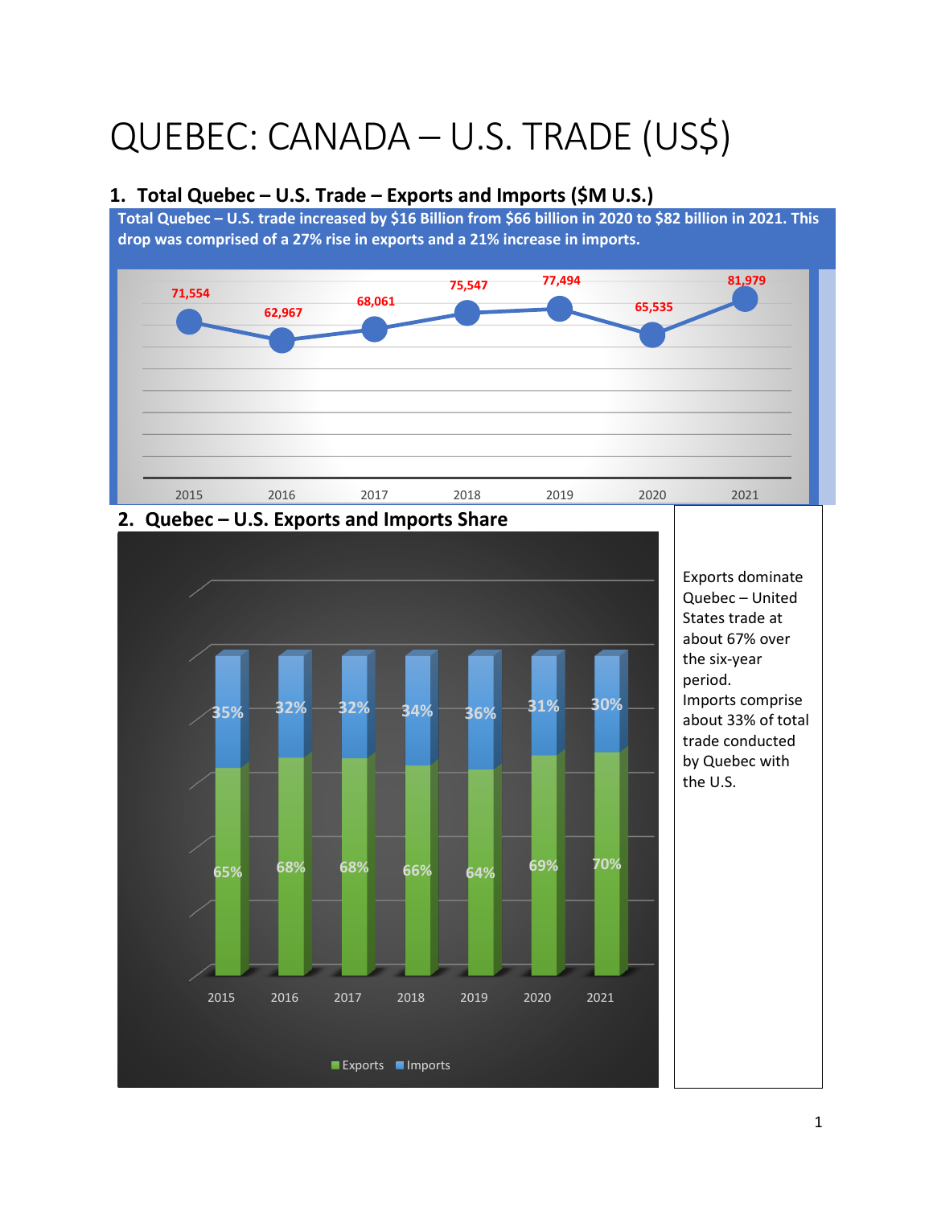# QUEBEC: CANADA – U.S. TRADE (US$)

## 1. Total Quebec – U.S. Trade – Exports and Imports ($M U.S.)

**Total Quebec – U.S. trade increased by $16 Billion from $66 billion in 2020 to $82 billion in 2021. This drop was comprised of a 27% rise in exports and a 21% increase in imports.**

| Year | 2015 | 2016 | 2017 | 2018 | 2019 | 2020 | 2021 |
|---|---|---|---|---|---|---|---|
| Total Trade ($M U.S.) | 71,554 | 62,967 | 68,061 | 75,547 | 77,494 | 65,535 | 81,979 |

## 2. Quebec – U.S. Exports and Imports Share

| Year | 2015 | 2016 | 2017 | 2018 | 2019 | 2020 | 2021 |
|---|---|---|---|---|---|---|---|
| Exports | 65% | 68% | 68% | 66% | 64% | 69% | 70% |
| Imports | 35% | 32% | 32% | 34% | 36% | 31% | 30% |

Exports dominate Quebec – United States trade at about 67% over the six-year period. Imports comprise about 33% of total trade conducted by Quebec with the U.S.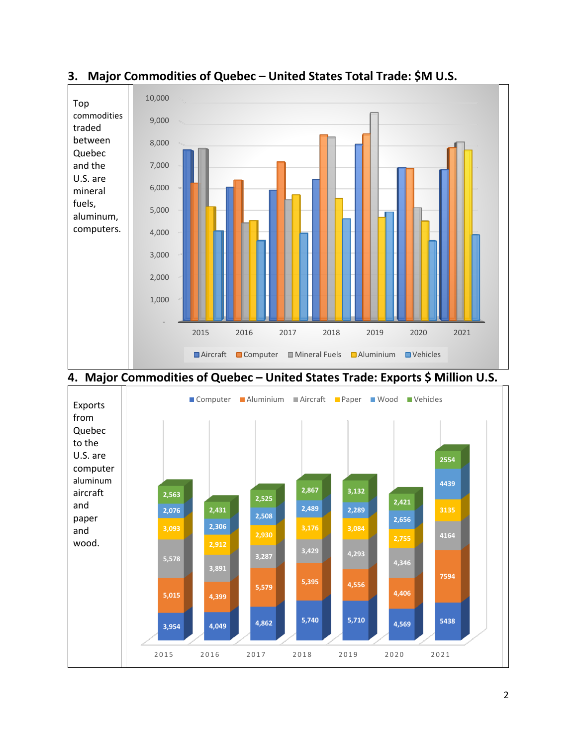## 3. Major Commodities of Quebec – United States Total Trade: $M U.S.

Top commodities traded between Quebec and the U.S. are mineral fuels, aluminum, computers.

## 4. Major Commodities of Quebec – United States Trade: Exports $ Million U.S.

Exports from Quebec to the U.S. are computer aluminum aircraft and paper and wood.

| Year | Computer | Aluminium | Aircraft | Paper | Wood | Vehicles |
|---|---|---|---|---|---|---|
| 2015 | 3,954 | 5,015 | 5,578 | 3,093 | 2,076 | 2,563 |
| 2016 | 4,049 | 4,399 | 3,891 | 2,912 | 2,306 | 2,431 |
| 2017 | 4,862 | 5,579 | 3,287 | 2,930 | 2,508 | 2,525 |
| 2018 | 5,740 | 5,395 | 3,429 | 3,176 | 2,489 | 2,867 |
| 2019 | 5,710 | 4,556 | 4,293 | 3,084 | 2,289 | 3,132 |
| 2020 | 4,569 | 4,406 | 4,346 | 2,755 | 2,656 | 2,421 |
| 2021 | 5438 | 7594 | 4164 | 3135 | 4439 | 2554 |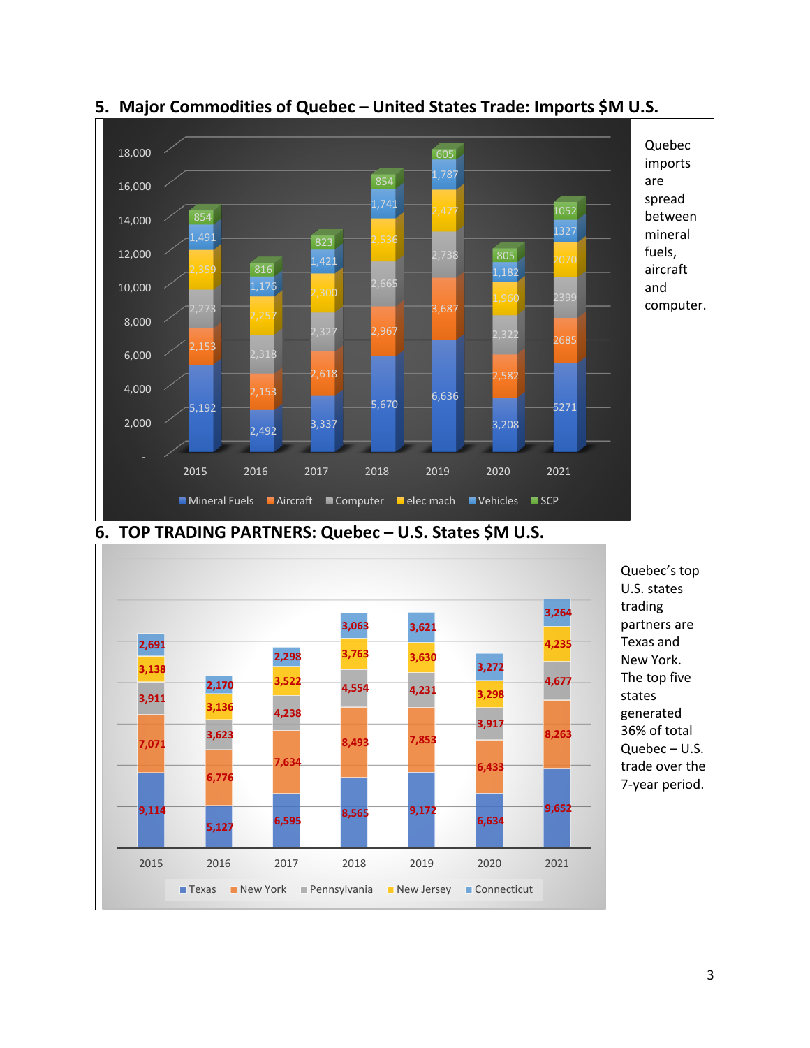## 5. Major Commodities of Quebec – United States Trade: Imports $M U.S.

| | 2015 | 2016 | 2017 | 2018 | 2019 | 2020 | 2021 |
|---|---|---|---|---|---|---|---|
| Mineral Fuels | 5,192 | 2,492 | 3,337 | 5,670 | 6,636 | 3,208 | 5271 |
| Aircraft | 2,153 | 2,153 | 2,618 | 2,967 | 3,687 | 2,582 | 2685 |
| Computer | 2,273 | 2,318 | 2,327 | 2,665 | 2,738 | 2,322 | 2399 |
| elec mach | 2,359 | 2,257 | 2,300 | 2,536 | 2,477 | 1,960 | 2070 |
| Vehicles | 1,491 | 1,176 | 1,421 | 1,741 | 1,787 | 1,182 | 1327 |
| SCP | 854 | 816 | 823 | 854 | 605 | 805 | 1052 |

Quebec imports are spread between mineral fuels, aircraft and computer.

## 6. TOP TRADING PARTNERS: Quebec – U.S. States $M U.S.

| | 2015 | 2016 | 2017 | 2018 | 2019 | 2020 | 2021 |
|---|---|---|---|---|---|---|---|
| Texas | 9,114 | 5,127 | 6,595 | 8,565 | 9,172 | 6,634 | 9,652 |
| New York | 7,071 | 6,776 | 7,634 | 8,493 | 7,853 | 6,433 | 8,263 |
| Pennsylvania | 3,911 | 3,623 | 4,238 | 4,554 | 4,231 | 3,917 | 4,677 |
| New Jersey | 3,138 | 3,136 | 3,522 | 3,763 | 3,630 | 3,298 | 4,235 |
| Connecticut | 2,691 | 2,170 | 2,298 | 3,063 | 3,621 | 3,272 | 3,264 |

Quebec's top U.S. states trading partners are Texas and New York. The top five states generated 36% of total Quebec – U.S. trade over the 7-year period.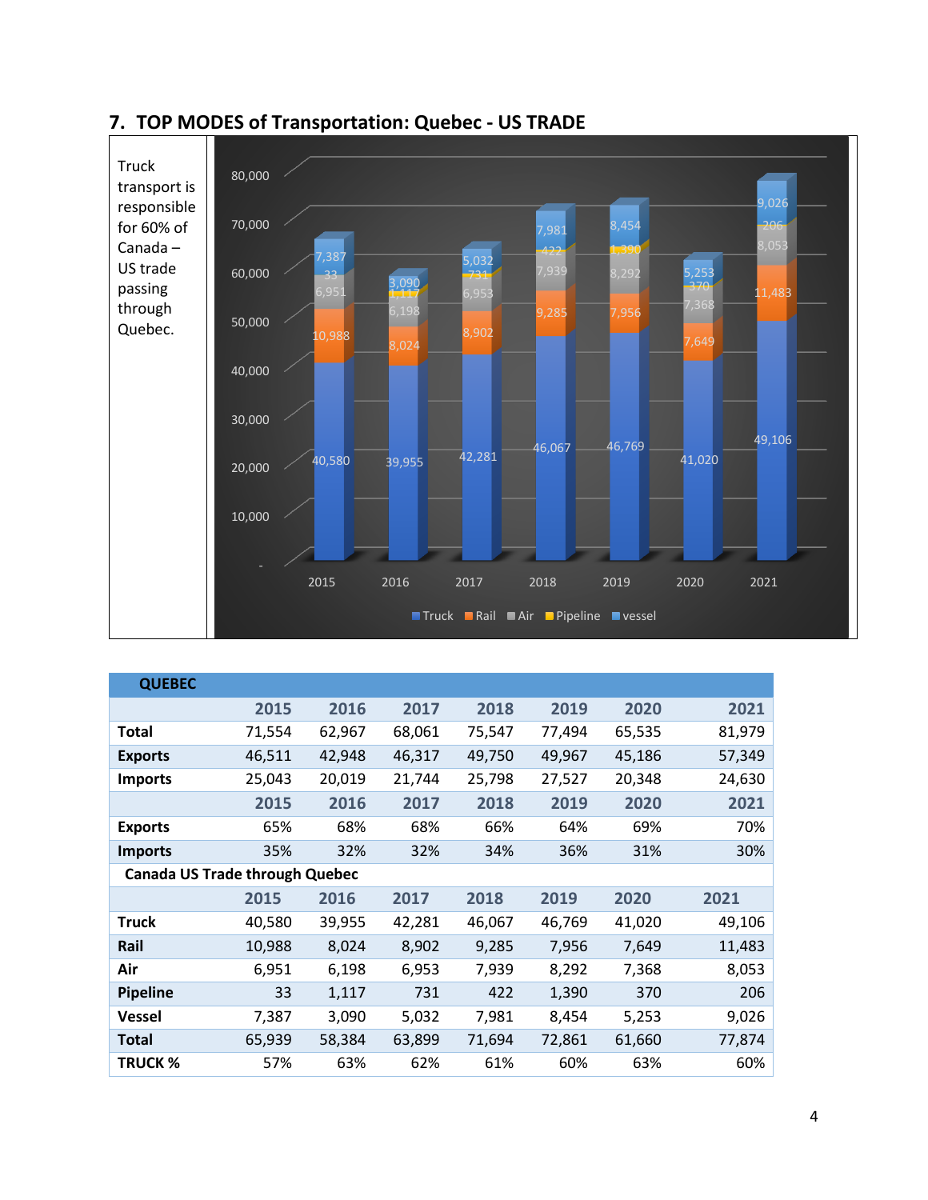## 7. TOP MODES of Transportation: Quebec - US TRADE

Truck transport is responsible for 60% of Canada – US trade passing through Quebec.

| QUEBEC | | | | | | | |
|---|---|---|---|---|---|---|---|
| | 2015 | 2016 | 2017 | 2018 | 2019 | 2020 | 2021 |
| **Total** | 71,554 | 62,967 | 68,061 | 75,547 | 77,494 | 65,535 | 81,979 |
| **Exports** | 46,511 | 42,948 | 46,317 | 49,750 | 49,967 | 45,186 | 57,349 |
| **Imports** | 25,043 | 20,019 | 21,744 | 25,798 | 27,527 | 20,348 | 24,630 |
| | 2015 | 2016 | 2017 | 2018 | 2019 | 2020 | 2021 |
| **Exports** | 65% | 68% | 68% | 66% | 64% | 69% | 70% |
| **Imports** | 35% | 32% | 32% | 34% | 36% | 31% | 30% |
| **Canada US Trade through Quebec** | | | | | | | |
| | 2015 | 2016 | 2017 | 2018 | 2019 | 2020 | 2021 |
| **Truck** | 40,580 | 39,955 | 42,281 | 46,067 | 46,769 | 41,020 | 49,106 |
| **Rail** | 10,988 | 8,024 | 8,902 | 9,285 | 7,956 | 7,649 | 11,483 |
| **Air** | 6,951 | 6,198 | 6,953 | 7,939 | 8,292 | 7,368 | 8,053 |
| **Pipeline** | 33 | 1,117 | 731 | 422 | 1,390 | 370 | 206 |
| **Vessel** | 7,387 | 3,090 | 5,032 | 7,981 | 8,454 | 5,253 | 9,026 |
| **Total** | 65,939 | 58,384 | 63,899 | 71,694 | 72,861 | 61,660 | 77,874 |
| **TRUCK %** | 57% | 63% | 62% | 61% | 60% | 63% | 60% |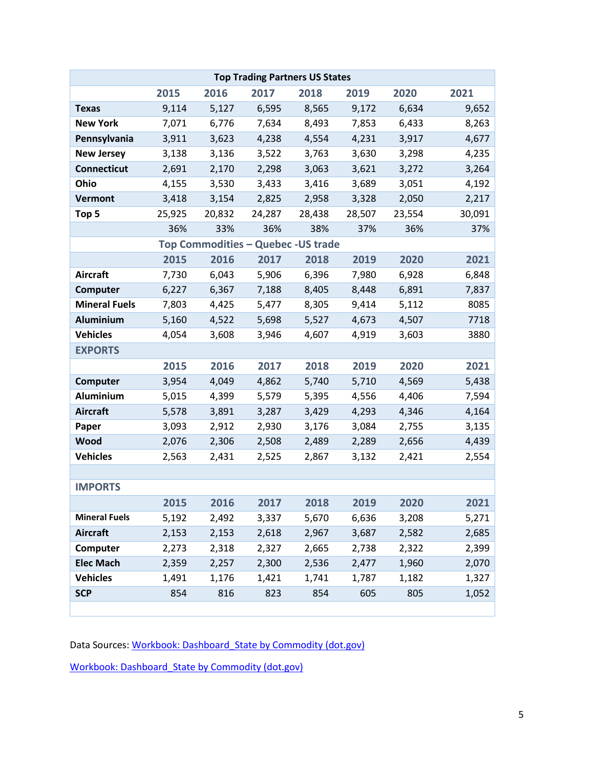| Top Trading Partners US States | | | | | | | |
|---|---|---|---|---|---|---|---|
| | 2015 | 2016 | 2017 | 2018 | 2019 | 2020 | 2021 |
| **Texas** | 9,114 | 5,127 | 6,595 | 8,565 | 9,172 | 6,634 | 9,652 |
| **New York** | 7,071 | 6,776 | 7,634 | 8,493 | 7,853 | 6,433 | 8,263 |
| **Pennsylvania** | 3,911 | 3,623 | 4,238 | 4,554 | 4,231 | 3,917 | 4,677 |
| **New Jersey** | 3,138 | 3,136 | 3,522 | 3,763 | 3,630 | 3,298 | 4,235 |
| **Connecticut** | 2,691 | 2,170 | 2,298 | 3,063 | 3,621 | 3,272 | 3,264 |
| **Ohio** | 4,155 | 3,530 | 3,433 | 3,416 | 3,689 | 3,051 | 4,192 |
| **Vermont** | 3,418 | 3,154 | 2,825 | 2,958 | 3,328 | 2,050 | 2,217 |
| **Top 5** | 25,925 | 20,832 | 24,287 | 28,438 | 28,507 | 23,554 | 30,091 |
| | 36% | 33% | 36% | 38% | 37% | 36% | 37% |
| **Top Commodities – Quebec -US trade** | | | | | | | |
| | 2015 | 2016 | 2017 | 2018 | 2019 | 2020 | 2021 |
| **Aircraft** | 7,730 | 6,043 | 5,906 | 6,396 | 7,980 | 6,928 | 6,848 |
| **Computer** | 6,227 | 6,367 | 7,188 | 8,405 | 8,448 | 6,891 | 7,837 |
| **Mineral Fuels** | 7,803 | 4,425 | 5,477 | 8,305 | 9,414 | 5,112 | 8085 |
| **Aluminium** | 5,160 | 4,522 | 5,698 | 5,527 | 4,673 | 4,507 | 7718 |
| **Vehicles** | 4,054 | 3,608 | 3,946 | 4,607 | 4,919 | 3,603 | 3880 |
| **EXPORTS** | | | | | | | |
| | 2015 | 2016 | 2017 | 2018 | 2019 | 2020 | 2021 |
| **Computer** | 3,954 | 4,049 | 4,862 | 5,740 | 5,710 | 4,569 | 5,438 |
| **Aluminium** | 5,015 | 4,399 | 5,579 | 5,395 | 4,556 | 4,406 | 7,594 |
| **Aircraft** | 5,578 | 3,891 | 3,287 | 3,429 | 4,293 | 4,346 | 4,164 |
| **Paper** | 3,093 | 2,912 | 2,930 | 3,176 | 3,084 | 2,755 | 3,135 |
| **Wood** | 2,076 | 2,306 | 2,508 | 2,489 | 2,289 | 2,656 | 4,439 |
| **Vehicles** | 2,563 | 2,431 | 2,525 | 2,867 | 3,132 | 2,421 | 2,554 |
| | | | | | | | |
| **IMPORTS** | | | | | | | |
| | 2015 | 2016 | 2017 | 2018 | 2019 | 2020 | 2021 |
| **Mineral Fuels** | 5,192 | 2,492 | 3,337 | 5,670 | 6,636 | 3,208 | 5,271 |
| **Aircraft** | 2,153 | 2,153 | 2,618 | 2,967 | 3,687 | 2,582 | 2,685 |
| **Computer** | 2,273 | 2,318 | 2,327 | 2,665 | 2,738 | 2,322 | 2,399 |
| **Elec Mach** | 2,359 | 2,257 | 2,300 | 2,536 | 2,477 | 1,960 | 2,070 |
| **Vehicles** | 1,491 | 1,176 | 1,421 | 1,741 | 1,787 | 1,182 | 1,327 |
| **SCP** | 854 | 816 | 823 | 854 | 605 | 805 | 1,052 |

Data Sources: Workbook: Dashboard_State by Commodity (dot.gov)

Workbook: Dashboard_State by Commodity (dot.gov)